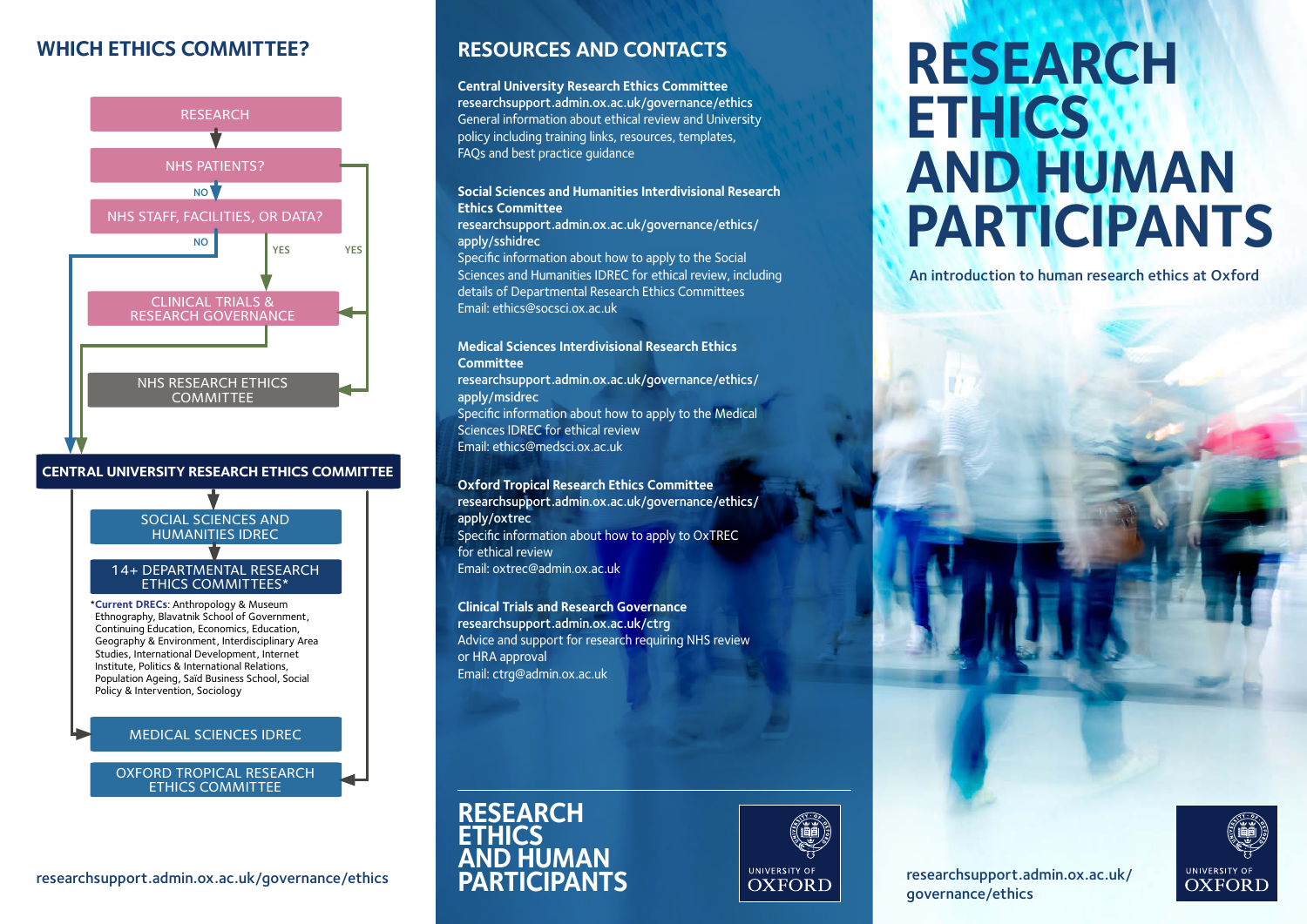## WHICH ETHICS COMMITTEE?

RESEARCH

NHS PATIENTS?

NO

NHS STAFF, FACILITIES, OR DATA?

NO

YES

YES

CLINICAL TRIALS & RESEARCH GOVERNANCE

NHS RESEARCH ETHICS COMMITTEE

**CENTRAL UNIVERSITY RESEARCH ETHICS COMMITTEE**

SOCIAL SCIENCES AND HUMANITIES IDREC

14+ DEPARTMENTAL RESEARCH ETHICS COMMITTEES*

*Current DRECs: Anthropology & Museum Ethnography, Blavatnik School of Government, Continuing Education, Economics, Education, Geography & Environment, Interdisciplinary Area Studies, International Development, Internet Institute, Politics & International Relations, Population Ageing, Said Business School, Social Policy & Intervention, Sociology

MEDICAL SCIENCES IDREC

OXFORD TROPICAL RESEARCH ETHICS COMMITTEE

researchsupport.admin.ox.ac.uk/governance/ethics

## RESOURCES AND CONTACTS

**Central University Research Ethics Committee**
**researchsupport.admin.ox.ac.uk/governance/ethics**
General information about ethical review and University policy including training links, resources, templates, FAQs and best practice guidance

**Social Sciences and Humanities Interdivisional Research Ethics Committee**
**researchsupport.admin.ox.ac.uk/governance/ethics/apply/sshidrec**
Specific information about how to apply to the Social Sciences and Humanities IDREC for ethical review, including details of Departmental Research Ethics Committees
Email: ethics@socsci.ox.ac.uk

**Medical Sciences Interdivisional Research Ethics Committee**
**researchsupport.admin.ox.ac.uk/governance/ethics/apply/msidrec**
Specific information about how to apply to the Medical Sciences IDREC for ethical review
Email: ethics@medsci.ox.ac.uk

**Oxford Tropical Research Ethics Committee**
**researchsupport.admin.ox.ac.uk/governance/ethics/apply/oxtrec**
Specific information about how to apply to OxTREC for ethical review
Email: oxtrec@admin.ox.ac.uk

**Clinical Trials and Research Governance**
**researchsupport.admin.ox.ac.uk/ctrg**
Advice and support for research requiring NHS review or HRA approval
Email: ctrg@admin.ox.ac.uk

**RESEARCH ETHICS AND HUMAN PARTICIPANTS**

UNIVERSITY OF OXFORD

# RESEARCH ETHICS AND HUMAN PARTICIPANTS

An introduction to human research ethics at Oxford

researchsupport.admin.ox.ac.uk/governance/ethics

UNIVERSITY OF OXFORD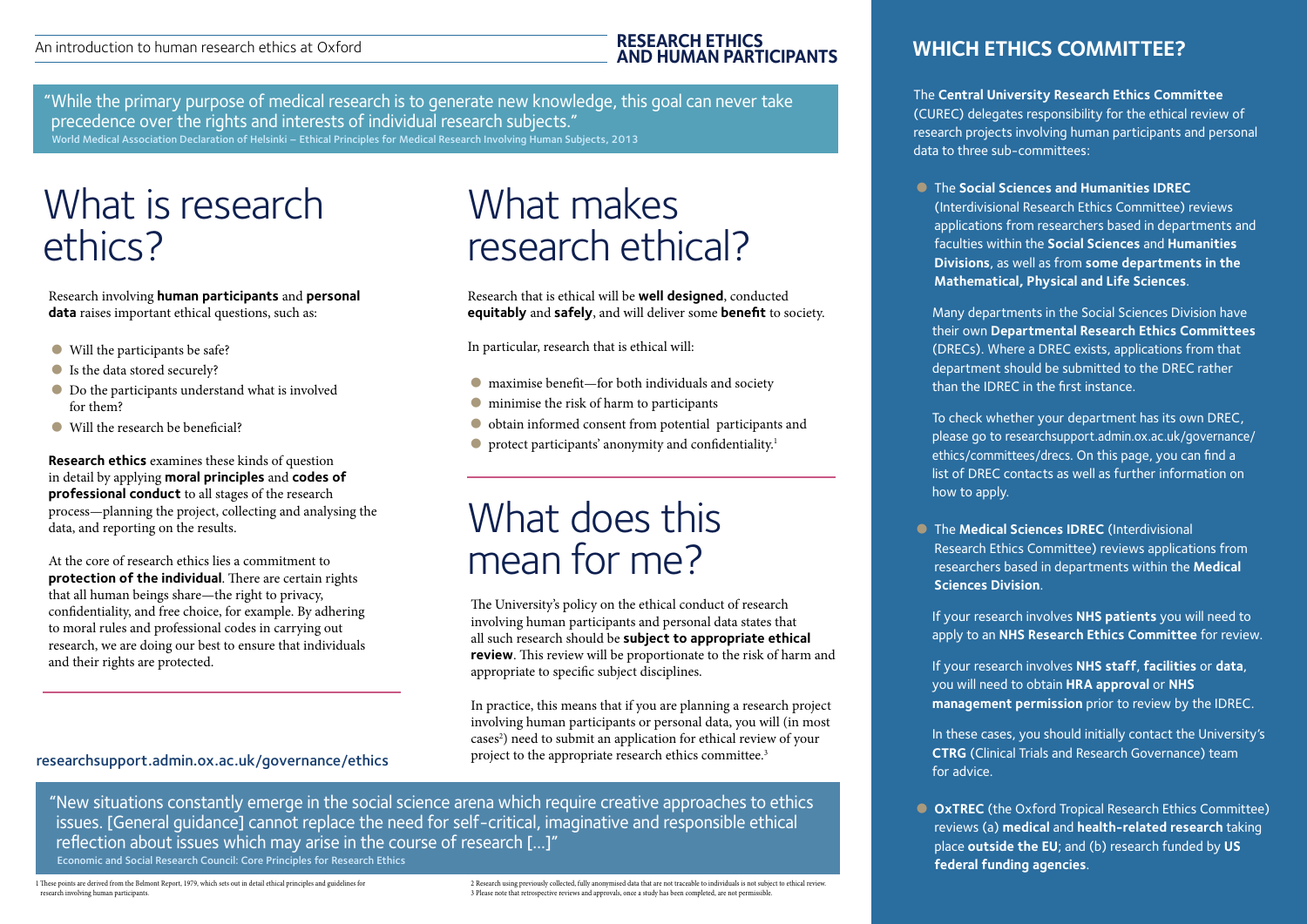"While the primary purpose of medical research is to generate new knowledge, this goal can never take precedence over the rights and interests of individual research subjects."
World Medical Association Declaration of Helsinki – Ethical Principles for Medical Research Involving Human Subjects, 2013

# What is research ethics?

Research involving **human participants** and **personal data** raises important ethical questions, such as:

- Will the participants be safe?
- Is the data stored securely?
- Do the participants understand what is involved for them?
- Will the research be beneficial?

**Research ethics** examines these kinds of question in detail by applying **moral principles** and **codes of professional conduct** to all stages of the research process—planning the project, collecting and analysing the data, and reporting on the results.

At the core of research ethics lies a commitment to **protection of the individual**. There are certain rights that all human beings share—the right to privacy, confidentiality, and free choice, for example. By adhering to moral rules and professional codes in carrying out research, we are doing our best to ensure that individuals and their rights are protected.

researchsupport.admin.ox.ac.uk/governance/ethics

# What makes research ethical?

Research that is ethical will be **well designed**, conducted **equitably** and **safely**, and will deliver some **benefit** to society.

In particular, research that is ethical will:

- maximise benefit—for both individuals and society
- minimise the risk of harm to participants
- obtain informed consent from potential participants and
- protect participants' anonymity and confidentiality.[1]

# What does this mean for me?

The University's policy on the ethical conduct of research involving human participants and personal data states that all such research should be **subject to appropriate ethical review**. This review will be proportionate to the risk of harm and appropriate to specific subject disciplines.

In practice, this means that if you are planning a research project involving human participants or personal data, you will (in most cases[2]) need to submit an application for ethical review of your project to the appropriate research ethics committee.[3]

"New situations constantly emerge in the social science arena which require creative approaches to ethics issues. [General guidance] cannot replace the need for self-critical, imaginative and responsible ethical reflection about issues which may arise in the course of research [...]"
Economic and Social Research Council: Core Principles for Research Ethics

1 These points are derived from the Belmont Report, 1979, which sets out in detail ethical principles and guidelines for research involving human participants.

2 Research using previously collected, fully anonymised data that are not traceable to individuals is not subject to ethical review.
3 Please note that retrospective reviews and approvals, once a study has been completed, are not permissible.

## WHICH ETHICS COMMITTEE?

The **Central University Research Ethics Committee** (CUREC) delegates responsibility for the ethical review of research projects involving human participants and personal data to three sub-committees:

- The **Social Sciences and Humanities IDREC** (Interdivisional Research Ethics Committee) reviews applications from researchers based in departments and faculties within the **Social Sciences** and **Humanities Divisions**, as well as from **some departments in the Mathematical, Physical and Life Sciences**.

  Many departments in the Social Sciences Division have their own **Departmental Research Ethics Committees** (DRECs). Where a DREC exists, applications from that department should be submitted to the DREC rather than the IDREC in the first instance.

  To check whether your department has its own DREC, please go to researchsupport.admin.ox.ac.uk/governance/ethics/committees/drecs. On this page, you can find a list of DREC contacts as well as further information on how to apply.

- The **Medical Sciences IDREC** (Interdivisional Research Ethics Committee) reviews applications from researchers based in departments within the **Medical Sciences Division**.

  If your research involves **NHS patients** you will need to apply to an **NHS Research Ethics Committee** for review.

  If your research involves **NHS staff**, **facilities** or **data**, you will need to obtain **HRA approval** or **NHS management permission** prior to review by the IDREC.

  In these cases, you should initially contact the University's **CTRG** (Clinical Trials and Research Governance) team for advice.

- **OxTREC** (the Oxford Tropical Research Ethics Committee) reviews (a) **medical** and **health-related research** taking place **outside the EU**; and (b) research funded by **US federal funding agencies**.